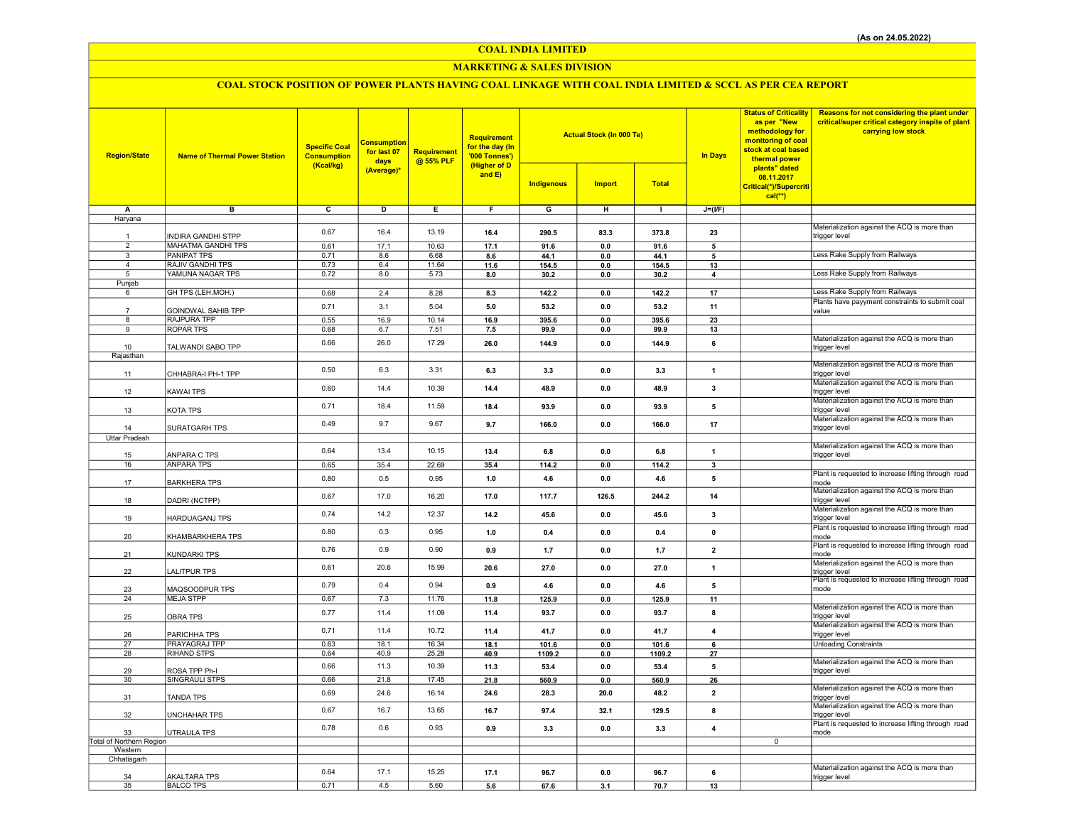(As on 24.05.2022)

# COAL INDIA LIMITED

## MARKETING & SALES DIVISION

### COAL STOCK POSITION OF POWER PLANTS HAVING COAL LINKAGE WITH COAL INDIA LIMITED & SCCL AS PER CEA REPORT

| Region/State | Name of Thermal Power Station | Specific Coal Consumption (Kcal/kg) | Consumption for last 07 days (Average)* | Requirement @ 55% PLF | Requirement for the day (In '000 Tonnes') (Higher of D and E) | Actual Stock (In 000 Te) | | | In Days | Status of Criticality as per "New methodology for monitoring of coal stock at coal based thermal power plants" dated 08.11.2017 Critical(*)/Supercritical(**) | Reasons for not considering the plant under critical/super critical category inspite of plant carrying low stock |
|---|---|---|---|---|---|---|---|---|---|---|---|
| | | | | | | Indigenous | Import | Total | | | |
| A | B | C | D | E | F | G | H | I | J=(I/F) | | |
| Haryana | | | | | | | | | | | |
| 1 | INDIRA GANDHI STPP | 0.67 | 16.4 | 13.19 | 16.4 | 290.5 | 83.3 | 373.8 | 23 | | Materialization against the ACQ is more than trigger level |
| 2 | MAHATMA GANDHI TPS | 0.61 | 17.1 | 10.63 | 17.1 | 91.6 | 0.0 | 91.6 | 5 | | |
| 3 | PANIPAT TPS | 0.71 | 8.6 | 6.68 | 8.6 | 44.1 | 0.0 | 44.1 | 5 | | Less Rake Supply from Railways |
| 4 | RAJIV GANDHI TPS | 0.73 | 6.4 | 11.64 | 11.6 | 154.5 | 0.0 | 154.5 | 13 | | |
| 5 | YAMUNA NAGAR TPS | 0.72 | 8.0 | 5.73 | 8.0 | 30.2 | 0.0 | 30.2 | 4 | | Less Rake Supply from Railways |
| Punjab | | | | | | | | | | | |
| 6 | GH TPS (LEH.MOH.) | 0.68 | 2.4 | 8.28 | 8.3 | 142.2 | 0.0 | 142.2 | 17 | | Less Rake Supply from Railways |
| 7 | GOINDWAL SAHIB TPP | 0.71 | 3.1 | 5.04 | 5.0 | 53.2 | 0.0 | 53.2 | 11 | | Plants have payyment constraints to submit coal value |
| 8 | RAJPURA TPP | 0.55 | 16.9 | 10.14 | 16.9 | 395.6 | 0.0 | 395.6 | 23 | | |
| 9 | ROPAR TPS | 0.68 | 6.7 | 7.51 | 7.5 | 99.9 | 0.0 | 99.9 | 13 | | |
| 10 | TALWANDI SABO TPP | 0.66 | 26.0 | 17.29 | 26.0 | 144.9 | 0.0 | 144.9 | 6 | | Materialization against the ACQ is more than trigger level |
| Rajasthan | | | | | | | | | | | |
| 11 | CHHABRA-I PH-1 TPP | 0.50 | 6.3 | 3.31 | 6.3 | 3.3 | 0.0 | 3.3 | 1 | | Materialization against the ACQ is more than trigger level |
| 12 | KAWAI TPS | 0.60 | 14.4 | 10.39 | 14.4 | 48.9 | 0.0 | 48.9 | 3 | | Materialization against the ACQ is more than trigger level |
| 13 | KOTA TPS | 0.71 | 18.4 | 11.59 | 18.4 | 93.9 | 0.0 | 93.9 | 5 | | Materialization against the ACQ is more than trigger level |
| 14 | SURATGARH TPS | 0.49 | 9.7 | 9.67 | 9.7 | 166.0 | 0.0 | 166.0 | 17 | | Materialization against the ACQ is more than trigger level |
| Uttar Pradesh | | | | | | | | | | | |
| 15 | ANPARA C TPS | 0.64 | 13.4 | 10.15 | 13.4 | 6.8 | 0.0 | 6.8 | 1 | | Materialization against the ACQ is more than trigger level |
| 16 | ANPARA TPS | 0.65 | 35.4 | 22.69 | 35.4 | 114.2 | 0.0 | 114.2 | 3 | | |
| 17 | BARKHERA TPS | 0.80 | 0.5 | 0.95 | 1.0 | 4.6 | 0.0 | 4.6 | 5 | | Plant is requested to increase lifting through road mode |
| 18 | DADRI (NCTPP) | 0.67 | 17.0 | 16.20 | 17.0 | 117.7 | 126.5 | 244.2 | 14 | | Materialization against the ACQ is more than trigger level |
| 19 | HARDUAGANJ TPS | 0.74 | 14.2 | 12.37 | 14.2 | 45.6 | 0.0 | 45.6 | 3 | | Materialization against the ACQ is more than trigger level |
| 20 | KHAMBARKHERA TPS | 0.80 | 0.3 | 0.95 | 1.0 | 0.4 | 0.0 | 0.4 | 0 | | Plant is requested to increase lifting through road mode |
| 21 | KUNDARKI TPS | 0.76 | 0.9 | 0.90 | 0.9 | 1.7 | 0.0 | 1.7 | 2 | | Plant is requested to increase lifting through road mode |
| 22 | LALITPUR TPS | 0.61 | 20.6 | 15.99 | 20.6 | 27.0 | 0.0 | 27.0 | 1 | | Materialization against the ACQ is more than trigger level |
| 23 | MAQSOODPUR TPS | 0.79 | 0.4 | 0.94 | 0.9 | 4.6 | 0.0 | 4.6 | 5 | | Plant is requested to increase lifting through road mode |
| 24 | MEJA STPP | 0.67 | 7.3 | 11.76 | 11.8 | 125.9 | 0.0 | 125.9 | 11 | | |
| 25 | OBRA TPS | 0.77 | 11.4 | 11.09 | 11.4 | 93.7 | 0.0 | 93.7 | 8 | | Materialization against the ACQ is more than trigger level |
| 26 | PARICHHA TPS | 0.71 | 11.4 | 10.72 | 11.4 | 41.7 | 0.0 | 41.7 | 4 | | Materialization against the ACQ is more than trigger level |
| 27 | PRAYAGRAJ TPP | 0.63 | 18.1 | 16.34 | 18.1 | 101.6 | 0.0 | 101.6 | 6 | | Unloading Constraints |
| 28 | RIHAND STPS | 0.64 | 40.9 | 25.28 | 40.9 | 1109.2 | 0.0 | 1109.2 | 27 | | |
| 29 | ROSA TPP Ph-I | 0.66 | 11.3 | 10.39 | 11.3 | 53.4 | 0.0 | 53.4 | 5 | | Materialization against the ACQ is more than trigger level |
| 30 | SINGRAULI STPS | 0.66 | 21.8 | 17.45 | 21.8 | 560.9 | 0.0 | 560.9 | 26 | | |
| 31 | TANDA TPS | 0.69 | 24.6 | 16.14 | 24.6 | 28.3 | 20.0 | 48.2 | 2 | | Materialization against the ACQ is more than trigger level |
| 32 | UNCHAHAR TPS | 0.67 | 16.7 | 13.65 | 16.7 | 97.4 | 32.1 | 129.5 | 8 | | Materialization against the ACQ is more than trigger level |
| 33 | UTRAULA TPS | 0.78 | 0.6 | 0.93 | 0.9 | 3.3 | 0.0 | 3.3 | 4 | | Plant is requested to increase lifting through road mode |
| Total of Northern Region | | | | | | | | | | 0 | |
| Western | | | | | | | | | | | |
| Chhatisgarh | | | | | | | | | | | |
| 34 | AKALTARA TPS | 0.64 | 17.1 | 15.25 | 17.1 | 96.7 | 0.0 | 96.7 | 6 | | Materialization against the ACQ is more than trigger level |
| 35 | BALCO TPS | 0.71 | 4.5 | 5.60 | 5.6 | 67.6 | 3.1 | 70.7 | 13 | | |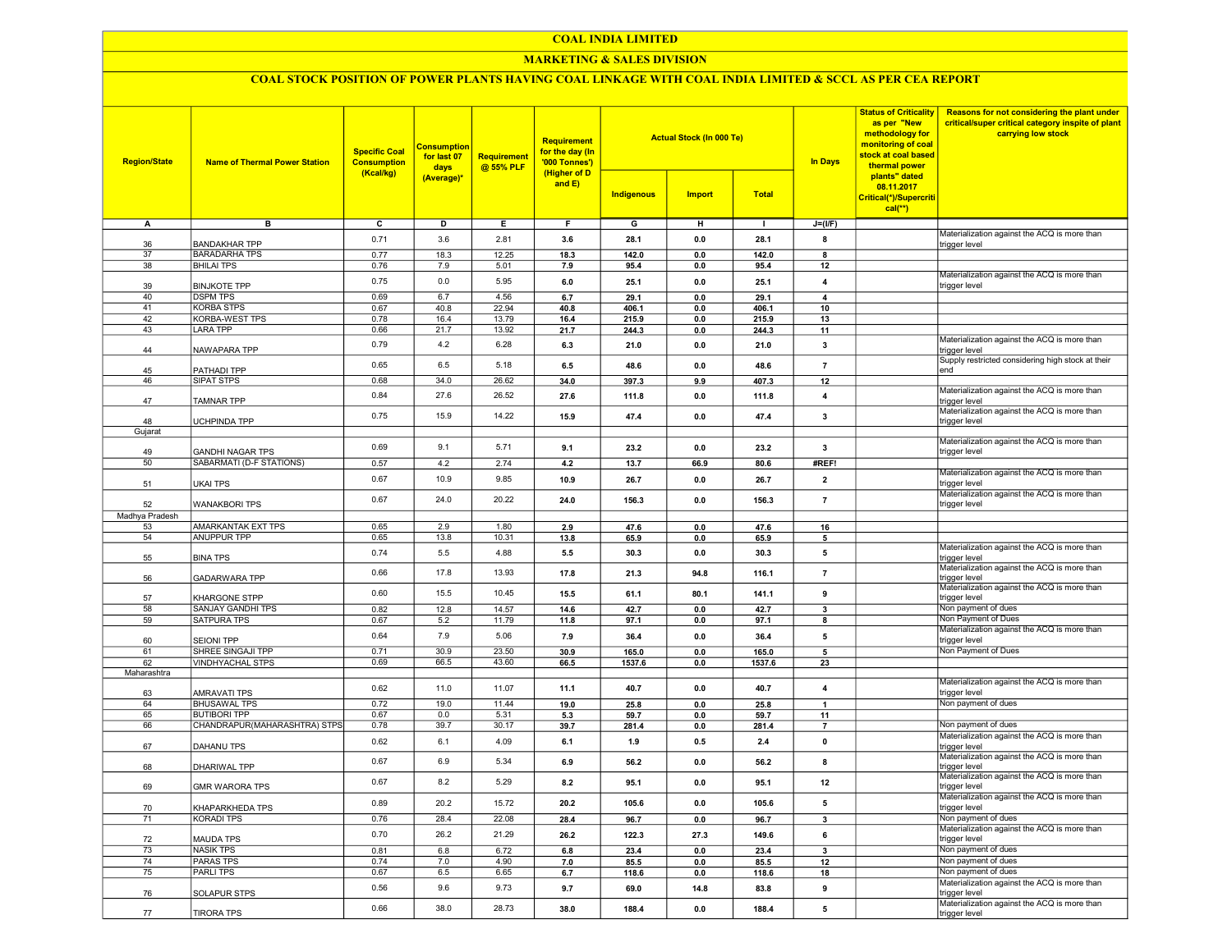# COAL INDIA LIMITED

## MARKETING & SALES DIVISION

### COAL STOCK POSITION OF POWER PLANTS HAVING COAL LINKAGE WITH COAL INDIA LIMITED & SCCL AS PER CEA REPORT

| Region/State | Name of Thermal Power Station | Specific Coal Consumption (Kcal/kg) | Consumption for last 07 days (Average)* | Requirement @ 55% PLF | Requirement for the day (In '000 Tonnes') (Higher of D and E) | Actual Stock (In 000 Te) | | | In Days | Status of Criticality as per "New methodology for monitoring of coal stock at coal based thermal power plants" dated 08.11.2017 Critical(*)/Supercritical(**) | Reasons for not considering the plant under critical/super critical category inspite of plant carrying low stock |
|---|---|---|---|---|---|---|---|---|---|---|---|
| | | | | | | Indigenous | Import | Total | | | |
| A | B | C | D | E | F | G | H | I | J=(I/F) | | |
| 36 | BANDAKHAR TPP | 0.71 | 3.6 | 2.81 | 3.6 | 28.1 | 0.0 | 28.1 | 8 | | Materialization against the ACQ is more than trigger level |
| 37 | BARADARHA TPS | 0.77 | 18.3 | 12.25 | 18.3 | 142.0 | 0.0 | 142.0 | 8 | | |
| 38 | BHILAI TPS | 0.76 | 7.9 | 5.01 | 7.9 | 95.4 | 0.0 | 95.4 | 12 | | |
| 39 | BINJKOTE TPP | 0.75 | 0.0 | 5.95 | 6.0 | 25.1 | 0.0 | 25.1 | 4 | | Materialization against the ACQ is more than trigger level |
| 40 | DSPM TPS | 0.69 | 6.7 | 4.56 | 6.7 | 29.1 | 0.0 | 29.1 | 4 | | |
| 41 | KORBA STPS | 0.67 | 40.8 | 22.94 | 40.8 | 406.1 | 0.0 | 406.1 | 10 | | |
| 42 | KORBA-WEST TPS | 0.78 | 16.4 | 13.79 | 16.4 | 215.9 | 0.0 | 215.9 | 13 | | |
| 43 | LARA TPP | 0.66 | 21.7 | 13.92 | 21.7 | 244.3 | 0.0 | 244.3 | 11 | | |
| 44 | NAWAPARA TPP | 0.79 | 4.2 | 6.28 | 6.3 | 21.0 | 0.0 | 21.0 | 3 | | Materialization against the ACQ is more than trigger level |
| 45 | PATHADI TPP | 0.65 | 6.5 | 5.18 | 6.5 | 48.6 | 0.0 | 48.6 | 7 | | Supply restricted considering high stock at their end |
| 46 | SIPAT STPS | 0.68 | 34.0 | 26.62 | 34.0 | 397.3 | 9.9 | 407.3 | 12 | | |
| 47 | TAMNAR TPP | 0.84 | 27.6 | 26.52 | 27.6 | 111.8 | 0.0 | 111.8 | 4 | | Materialization against the ACQ is more than trigger level |
| 48 | UCHPINDA TPP | 0.75 | 15.9 | 14.22 | 15.9 | 47.4 | 0.0 | 47.4 | 3 | | Materialization against the ACQ is more than trigger level |
| Gujarat | | | | | | | | | | | |
| 49 | GANDHI NAGAR TPS | 0.69 | 9.1 | 5.71 | 9.1 | 23.2 | 0.0 | 23.2 | 3 | | Materialization against the ACQ is more than trigger level |
| 50 | SABARMATI (D-F STATIONS) | 0.57 | 4.2 | 2.74 | 4.2 | 13.7 | 66.9 | 80.6 | #REF! | | |
| 51 | UKAI TPS | 0.67 | 10.9 | 9.85 | 10.9 | 26.7 | 0.0 | 26.7 | 2 | | Materialization against the ACQ is more than trigger level |
| 52 | WANAKBORI TPS | 0.67 | 24.0 | 20.22 | 24.0 | 156.3 | 0.0 | 156.3 | 7 | | Materialization against the ACQ is more than trigger level |
| Madhya Pradesh | | | | | | | | | | | |
| 53 | AMARKANTAK EXT TPS | 0.65 | 2.9 | 1.80 | 2.9 | 47.6 | 0.0 | 47.6 | 16 | | |
| 54 | ANUPPUR TPP | 0.65 | 13.8 | 10.31 | 13.8 | 65.9 | 0.0 | 65.9 | 5 | | |
| 55 | BINA TPS | 0.74 | 5.5 | 4.88 | 5.5 | 30.3 | 0.0 | 30.3 | 5 | | Materialization against the ACQ is more than trigger level |
| 56 | GADARWARA TPP | 0.66 | 17.8 | 13.93 | 17.8 | 21.3 | 94.8 | 116.1 | 7 | | Materialization against the ACQ is more than trigger level |
| 57 | KHARGONE STPP | 0.60 | 15.5 | 10.45 | 15.5 | 61.1 | 80.1 | 141.1 | 9 | | Materialization against the ACQ is more than trigger level |
| 58 | SANJAY GANDHI TPS | 0.82 | 12.8 | 14.57 | 14.6 | 42.7 | 0.0 | 42.7 | 3 | | Non payment of dues |
| 59 | SATPURA TPS | 0.67 | 5.2 | 11.79 | 11.8 | 97.1 | 0.0 | 97.1 | 8 | | Non Payment of Dues |
| 60 | SEIONI TPP | 0.64 | 7.9 | 5.06 | 7.9 | 36.4 | 0.0 | 36.4 | 5 | | Materialization against the ACQ is more than trigger level |
| 61 | SHREE SINGAJI TPP | 0.71 | 30.9 | 23.50 | 30.9 | 165.0 | 0.0 | 165.0 | 5 | | Non Payment of Dues |
| 62 | VINDHYACHAL STPS | 0.69 | 66.5 | 43.60 | 66.5 | 1537.6 | 0.0 | 1537.6 | 23 | | |
| Maharashtra | | | | | | | | | | | |
| 63 | AMRAVATI TPS | 0.62 | 11.0 | 11.07 | 11.1 | 40.7 | 0.0 | 40.7 | 4 | | Materialization against the ACQ is more than trigger level |
| 64 | BHUSAWAL TPS | 0.72 | 19.0 | 11.44 | 19.0 | 25.8 | 0.0 | 25.8 | 1 | | Non payment of dues |
| 65 | BUTIBORI TPP | 0.67 | 0.0 | 5.31 | 5.3 | 59.7 | 0.0 | 59.7 | 11 | | |
| 66 | CHANDRAPUR(MAHARASHTRA) STPS | 0.78 | 39.7 | 30.17 | 39.7 | 281.4 | 0.0 | 281.4 | 7 | | Non payment of dues |
| 67 | DAHANU TPS | 0.62 | 6.1 | 4.09 | 6.1 | 1.9 | 0.5 | 2.4 | 0 | | Materialization against the ACQ is more than trigger level |
| 68 | DHARIWAL TPP | 0.67 | 6.9 | 5.34 | 6.9 | 56.2 | 0.0 | 56.2 | 8 | | Materialization against the ACQ is more than trigger level |
| 69 | GMR WARORA TPS | 0.67 | 8.2 | 5.29 | 8.2 | 95.1 | 0.0 | 95.1 | 12 | | Materialization against the ACQ is more than trigger level |
| 70 | KHAPARKHEDA TPS | 0.89 | 20.2 | 15.72 | 20.2 | 105.6 | 0.0 | 105.6 | 5 | | Materialization against the ACQ is more than trigger level |
| 71 | KORADI TPS | 0.76 | 28.4 | 22.08 | 28.4 | 96.7 | 0.0 | 96.7 | 3 | | Non payment of dues |
| 72 | MAUDA TPS | 0.70 | 26.2 | 21.29 | 26.2 | 122.3 | 27.3 | 149.6 | 6 | | Materialization against the ACQ is more than trigger level |
| 73 | NASIK TPS | 0.81 | 6.8 | 6.72 | 6.8 | 23.4 | 0.0 | 23.4 | 3 | | Non payment of dues |
| 74 | PARAS TPS | 0.74 | 7.0 | 4.90 | 7.0 | 85.5 | 0.0 | 85.5 | 12 | | Non payment of dues |
| 75 | PARLI TPS | 0.67 | 6.5 | 6.65 | 6.7 | 118.6 | 0.0 | 118.6 | 18 | | Non payment of dues |
| 76 | SOLAPUR STPS | 0.56 | 9.6 | 9.73 | 9.7 | 69.0 | 14.8 | 83.8 | 9 | | Materialization against the ACQ is more than trigger level |
| 77 | TIRORA TPS | 0.66 | 38.0 | 28.73 | 38.0 | 188.4 | 0.0 | 188.4 | 5 | | Materialization against the ACQ is more than trigger level |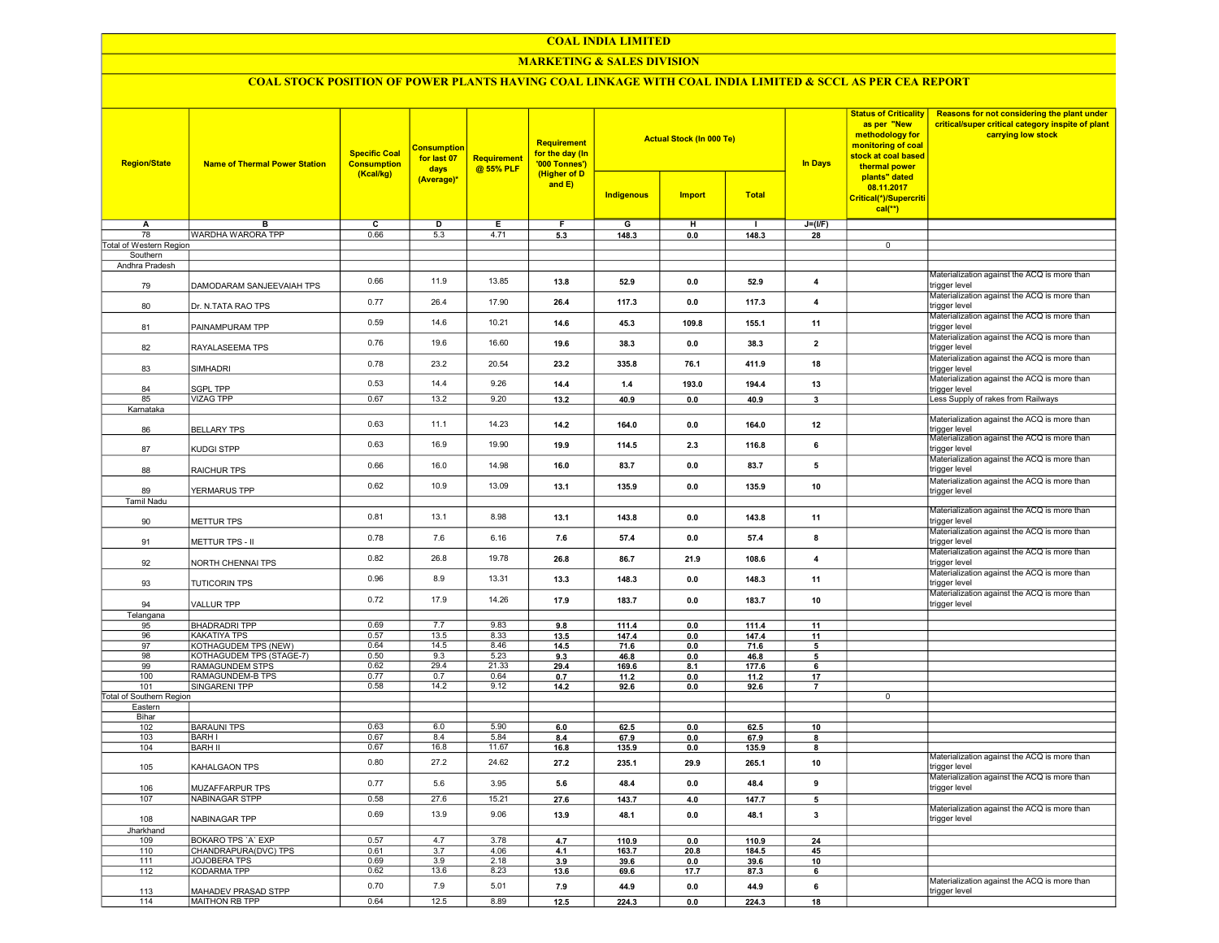# COAL INDIA LIMITED

## MARKETING & SALES DIVISION

### COAL STOCK POSITION OF POWER PLANTS HAVING COAL LINKAGE WITH COAL INDIA LIMITED & SCCL AS PER CEA REPORT

| Region/State | Name of Thermal Power Station | Specific Coal Consumption (Kcal/kg) | Consumption for last 07 days (Average)* | Requirement @ 55% PLF | Requirement for the day (In '000 Tonnes') (Higher of D and E) | Actual Stock (In 000 Te) | | | In Days | Status of Criticality as per "New methodology for monitoring of coal stock at coal based thermal power plants" dated 08.11.2017 Critical(*)/Supercritical(**) | Reasons for not considering the plant under critical/super critical category inspite of plant carrying low stock |
|---|---|---|---|---|---|---|---|---|---|---|---|
| | | | | | | Indigenous | Import | Total | | | |
| A | B | C | D | E | F | G | H | I | J=(I/F) | | |
| 78 | WARDHA WARORA TPP | 0.66 | 5.3 | 4.71 | 5.3 | 148.3 | 0.0 | 148.3 | 28 | | |
| Total of Western Region | | | | | | | | | | 0 | |
| Southern | | | | | | | | | | | |
| Andhra Pradesh | | | | | | | | | | | |
| 79 | DAMODARAM SANJEEVAIAH TPS | 0.66 | 11.9 | 13.85 | 13.8 | 52.9 | 0.0 | 52.9 | 4 | | Materialization against the ACQ is more than trigger level |
| 80 | Dr. N.TATA RAO TPS | 0.77 | 26.4 | 17.90 | 26.4 | 117.3 | 0.0 | 117.3 | 4 | | Materialization against the ACQ is more than trigger level |
| 81 | PAINAMPURAM TPP | 0.59 | 14.6 | 10.21 | 14.6 | 45.3 | 109.8 | 155.1 | 11 | | Materialization against the ACQ is more than trigger level |
| 82 | RAYALASEEMA TPS | 0.76 | 19.6 | 16.60 | 19.6 | 38.3 | 0.0 | 38.3 | 2 | | Materialization against the ACQ is more than trigger level |
| 83 | SIMHADRI | 0.78 | 23.2 | 20.54 | 23.2 | 335.8 | 76.1 | 411.9 | 18 | | Materialization against the ACQ is more than trigger level |
| 84 | SGPL TPP | 0.53 | 14.4 | 9.26 | 14.4 | 1.4 | 193.0 | 194.4 | 13 | | Materialization against the ACQ is more than trigger level |
| 85 | VIZAG TPP | 0.67 | 13.2 | 9.20 | 13.2 | 40.9 | 0.0 | 40.9 | 3 | | Less Supply of rakes from Railways |
| Karnataka | | | | | | | | | | | |
| 86 | BELLARY TPS | 0.63 | 11.1 | 14.23 | 14.2 | 164.0 | 0.0 | 164.0 | 12 | | Materialization against the ACQ is more than trigger level |
| 87 | KUDGI STPP | 0.63 | 16.9 | 19.90 | 19.9 | 114.5 | 2.3 | 116.8 | 6 | | Materialization against the ACQ is more than trigger level |
| 88 | RAICHUR TPS | 0.66 | 16.0 | 14.98 | 16.0 | 83.7 | 0.0 | 83.7 | 5 | | Materialization against the ACQ is more than trigger level |
| 89 | YERMARUS TPP | 0.62 | 10.9 | 13.09 | 13.1 | 135.9 | 0.0 | 135.9 | 10 | | Materialization against the ACQ is more than trigger level |
| Tamil Nadu | | | | | | | | | | | |
| 90 | METTUR TPS | 0.81 | 13.1 | 8.98 | 13.1 | 143.8 | 0.0 | 143.8 | 11 | | Materialization against the ACQ is more than trigger level |
| 91 | METTUR TPS - II | 0.78 | 7.6 | 6.16 | 7.6 | 57.4 | 0.0 | 57.4 | 8 | | Materialization against the ACQ is more than trigger level |
| 92 | NORTH CHENNAI TPS | 0.82 | 26.8 | 19.78 | 26.8 | 86.7 | 21.9 | 108.6 | 4 | | Materialization against the ACQ is more than trigger level |
| 93 | TUTICORIN TPS | 0.96 | 8.9 | 13.31 | 13.3 | 148.3 | 0.0 | 148.3 | 11 | | Materialization against the ACQ is more than trigger level |
| 94 | VALLUR TPP | 0.72 | 17.9 | 14.26 | 17.9 | 183.7 | 0.0 | 183.7 | 10 | | Materialization against the ACQ is more than trigger level |
| Telangana | | | | | | | | | | | |
| 95 | BHADRADRI TPP | 0.69 | 7.7 | 9.83 | 9.8 | 111.4 | 0.0 | 111.4 | 11 | | |
| 96 | KAKATIYA TPS | 0.57 | 13.5 | 8.33 | 13.5 | 147.4 | 0.0 | 147.4 | 11 | | |
| 97 | KOTHAGUDEM TPS (NEW) | 0.64 | 14.5 | 8.46 | 14.5 | 71.6 | 0.0 | 71.6 | 5 | | |
| 98 | KOTHAGUDEM TPS (STAGE-7) | 0.50 | 9.3 | 5.23 | 9.3 | 46.8 | 0.0 | 46.8 | 5 | | |
| 99 | RAMAGUNDEM STPS | 0.62 | 29.4 | 21.33 | 29.4 | 169.6 | 8.1 | 177.6 | 6 | | |
| 100 | RAMAGUNDEM-B TPS | 0.77 | 0.7 | 0.64 | 0.7 | 11.2 | 0.0 | 11.2 | 17 | | |
| 101 | SINGARENI TPP | 0.58 | 14.2 | 9.12 | 14.2 | 92.6 | 0.0 | 92.6 | 7 | | |
| Total of Southern Region | | | | | | | | | | 0 | |
| Eastern | | | | | | | | | | | |
| Bihar | | | | | | | | | | | |
| 102 | BARAUNI TPS | 0.63 | 6.0 | 5.90 | 6.0 | 62.5 | 0.0 | 62.5 | 10 | | |
| 103 | BARH I | 0.67 | 8.4 | 5.84 | 8.4 | 67.9 | 0.0 | 67.9 | 8 | | |
| 104 | BARH II | 0.67 | 16.8 | 11.67 | 16.8 | 135.9 | 0.0 | 135.9 | 8 | | |
| 105 | KAHALGAON TPS | 0.80 | 27.2 | 24.62 | 27.2 | 235.1 | 29.9 | 265.1 | 10 | | Materialization against the ACQ is more than trigger level |
| 106 | MUZAFFARPUR TPS | 0.77 | 5.6 | 3.95 | 5.6 | 48.4 | 0.0 | 48.4 | 9 | | Materialization against the ACQ is more than trigger level |
| 107 | NABINAGAR STPP | 0.58 | 27.6 | 15.21 | 27.6 | 143.7 | 4.0 | 147.7 | 5 | | |
| 108 | NABINAGAR TPP | 0.69 | 13.9 | 9.06 | 13.9 | 48.1 | 0.0 | 48.1 | 3 | | Materialization against the ACQ is more than trigger level |
| Jharkhand | | | | | | | | | | | |
| 109 | BOKARO TPS `A` EXP | 0.57 | 4.7 | 3.78 | 4.7 | 110.9 | 0.0 | 110.9 | 24 | | |
| 110 | CHANDRAPURA(DVC) TPS | 0.61 | 3.7 | 4.06 | 4.1 | 163.7 | 20.8 | 184.5 | 45 | | |
| 111 | JOJOBERA TPS | 0.69 | 3.9 | 2.18 | 3.9 | 39.6 | 0.0 | 39.6 | 10 | | |
| 112 | KODARMA TPP | 0.62 | 13.6 | 8.23 | 13.6 | 69.6 | 17.7 | 87.3 | 6 | | |
| 113 | MAHADEV PRASAD STPP | 0.70 | 7.9 | 5.01 | 7.9 | 44.9 | 0.0 | 44.9 | 6 | | Materialization against the ACQ is more than trigger level |
| 114 | MAITHON RB TPP | 0.64 | 12.5 | 8.89 | 12.5 | 224.3 | 0.0 | 224.3 | 18 | | |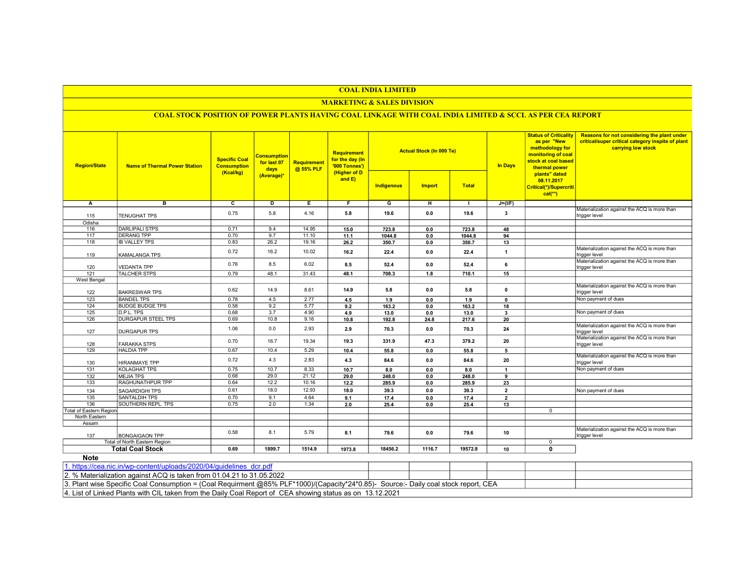# COAL INDIA LIMITED

## MARKETING & SALES DIVISION

### COAL STOCK POSITION OF POWER PLANTS HAVING COAL LINKAGE WITH COAL INDIA LIMITED & SCCL AS PER CEA REPORT

| Region/State | Name of Thermal Power Station | Specific Coal Consumption (Kcal/kg) | Consumption for last 07 days (Average)* | Requirement @ 55% PLF | Requirement for the day (In '000 Tonnes') (Higher of D and E) | Actual Stock (In 000 Te) | | | In Days | Status of Criticality as per "New methodology for monitoring of coal stock at coal based thermal power plants" dated 08.11.2017 Critical(*)/Supercritical(**) | Reasons for not considering the plant under critical/super critical category inspite of plant carrying low stock |
|---|---|---|---|---|---|---|---|---|---|---|---|
| | | | | | | Indigenous | Import | Total | | | |
| A | B | C | D | E | F | G | H | I | J=(I/F) | | |
| 115 | TENUGHAT TPS | 0.75 | 5.8 | 4.16 | 5.8 | 19.6 | 0.0 | 19.6 | 3 | | Materialization against the ACQ is more than trigger level |
| Odisha | | | | | | | | | | | |
| 116 | DARLIPALI STPS | 0.71 | 9.4 | 14.95 | 15.0 | 723.8 | 0.0 | 723.8 | 48 | | |
| 117 | DERANG TPP | 0.70 | 9.7 | 11.10 | 11.1 | 1044.8 | 0.0 | 1044.8 | 94 | | |
| 118 | IB VALLEY TPS | 0.83 | 26.2 | 19.16 | 26.2 | 350.7 | 0.0 | 350.7 | 13 | | |
| 119 | KAMALANGA TPS | 0.72 | 16.2 | 10.02 | 16.2 | 22.4 | 0.0 | 22.4 | 1 | | Materialization against the ACQ is more than trigger level |
| 120 | VEDANTA TPP | 0.76 | 8.5 | 6.02 | 8.5 | 52.4 | 0.0 | 52.4 | 6 | | Materialization against the ACQ is more than trigger level |
| 121 | TALCHER STPS | 0.79 | 48.1 | 31.43 | 48.1 | 708.3 | 1.8 | 710.1 | 15 | | |
| West Bengal | | | | | | | | | | | |
| 122 | BAKRESWAR TPS | 0.62 | 14.9 | 8.61 | 14.9 | 5.8 | 0.0 | 5.8 | 0 | | Materialization against the ACQ is more than trigger level |
| 123 | BANDEL TPS | 0.78 | 4.5 | 2.77 | 4.5 | 1.9 | 0.0 | 1.9 | 0 | | Non payment of dues |
| 124 | BUDGE BUDGE TPS | 0.58 | 9.2 | 5.77 | 9.2 | 163.2 | 0.0 | 163.2 | 18 | | |
| 125 | D.P.L. TPS | 0.68 | 3.7 | 4.90 | 4.9 | 13.0 | 0.0 | 13.0 | 3 | | Non payment of dues |
| 126 | DURGAPUR STEEL TPS | 0.69 | 10.8 | 9.16 | 10.8 | 192.8 | 24.8 | 217.6 | 20 | | |
| 127 | DURGAPUR TPS | 1.06 | 0.0 | 2.93 | 2.9 | 70.3 | 0.0 | 70.3 | 24 | | Materialization against the ACQ is more than trigger level |
| 128 | FARAKKA STPS | 0.70 | 16.7 | 19.34 | 19.3 | 331.9 | 47.3 | 379.2 | 20 | | Materialization against the ACQ is more than trigger level |
| 129 | HALDIA TPP | 0.67 | 10.4 | 5.29 | 10.4 | 55.8 | 0.0 | 55.8 | 5 | | |
| 130 | HIRANMAYE TPP | 0.72 | 4.3 | 2.83 | 4.3 | 84.6 | 0.0 | 84.6 | 20 | | Materialization against the ACQ is more than trigger level |
| 131 | KOLAGHAT TPS | 0.75 | 10.7 | 8.33 | 10.7 | 8.0 | 0.0 | 8.0 | 1 | | Non payment of dues |
| 132 | MEJIA TPS | 0.68 | 29.0 | 21.12 | 29.0 | 248.0 | 0.0 | 248.0 | 9 | | |
| 133 | RAGHUNATHPUR TPP | 0.64 | 12.2 | 10.16 | 12.2 | 285.9 | 0.0 | 285.9 | 23 | | |
| 134 | SAGARDIGHI TPS | 0.61 | 18.0 | 12.93 | 18.0 | 39.3 | 0.0 | 39.3 | 2 | | Non payment of dues |
| 135 | SANTALDIH TPS | 0.70 | 9.1 | 4.64 | 9.1 | 17.4 | 0.0 | 17.4 | 2 | | |
| 136 | SOUTHERN REPL. TPS | 0.75 | 2.0 | 1.34 | 2.0 | 25.4 | 0.0 | 25.4 | 13 | | |
| Total of Eastern Region | | | | | | | | | | 0 | |
| North Eastern | | | | | | | | | | | |
| Assam | | | | | | | | | | | |
| 137 | BONGAIGAON TPP | 0.58 | 8.1 | 5.79 | 8.1 | 79.6 | 0.0 | 79.6 | 10 | | Materialization against the ACQ is more than trigger level |
| Total of North Eastern Region | | | | | | | | | | 0 | |
| **Total Coal Stock** | | **0.69** | **1899.7** | **1514.9** | **1973.8** | **18456.2** | **1116.7** | **19572.8** | **10** | **0** | |

**Note**

1. https://cea.nic.in/wp-content/uploads/2020/04/guidelines_dcr.pdf
2. % Materialization against ACQ is taken from 01.04.21 to 31.05.2022
3. Plant wise Specific Coal Consumption = (Coal Requirment @85% PLF*1000)/(Capacity*24*0.85)- Source:- Daily coal stock report, CEA
4. List of Linked Plants with CIL taken from the Daily Coal Report of CEA showing status as on 13.12.2021